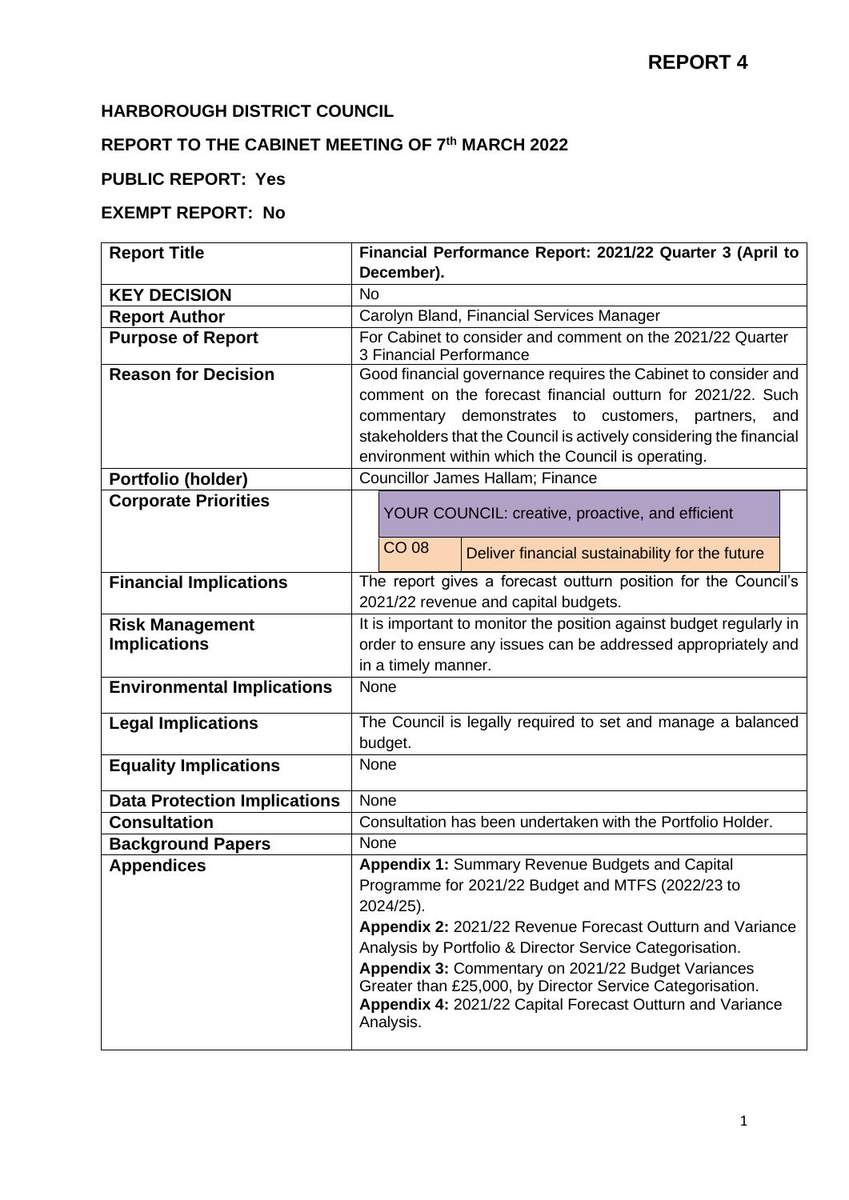**REPORT 4**

**HARBOROUGH DISTRICT COUNCIL**

**REPORT TO THE CABINET MEETING OF 7th MARCH 2022**

**PUBLIC REPORT: Yes**

**EXEMPT REPORT: No**

| | |
|---|---|
| **Report Title** | **Financial Performance Report: 2021/22 Quarter 3 (April to December).** |
| **KEY DECISION** | No |
| **Report Author** | Carolyn Bland, Financial Services Manager |
| **Purpose of Report** | For Cabinet to consider and comment on the 2021/22 Quarter 3 Financial Performance |
| **Reason for Decision** | Good financial governance requires the Cabinet to consider and comment on the forecast financial outturn for 2021/22. Such commentary demonstrates to customers, partners, and stakeholders that the Council is actively considering the financial environment within which the Council is operating. |
| **Portfolio (holder)** | Councillor James Hallam; Finance |
| **Corporate Priorities** | YOUR COUNCIL: creative, proactive, and efficient<br>CO 08 — Deliver financial sustainability for the future |
| **Financial Implications** | The report gives a forecast outturn position for the Council's 2021/22 revenue and capital budgets. |
| **Risk Management Implications** | It is important to monitor the position against budget regularly in order to ensure any issues can be addressed appropriately and in a timely manner. |
| **Environmental Implications** | None |
| **Legal Implications** | The Council is legally required to set and manage a balanced budget. |
| **Equality Implications** | None |
| **Data Protection Implications** | None |
| **Consultation** | Consultation has been undertaken with the Portfolio Holder. |
| **Background Papers** | None |
| **Appendices** | **Appendix 1:** Summary Revenue Budgets and Capital Programme for 2021/22 Budget and MTFS (2022/23 to 2024/25).<br>**Appendix 2:** 2021/22 Revenue Forecast Outturn and Variance Analysis by Portfolio & Director Service Categorisation.<br>**Appendix 3:** Commentary on 2021/22 Budget Variances Greater than £25,000, by Director Service Categorisation.<br>**Appendix 4:** 2021/22 Capital Forecast Outturn and Variance Analysis. |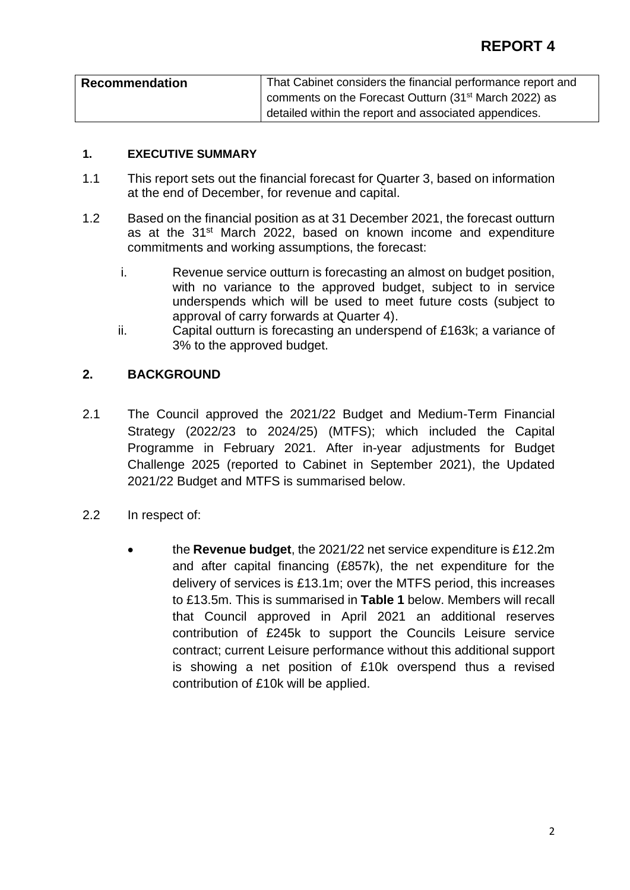# REPORT 4

| Recommendation | That Cabinet considers the financial performance report and comments on the Forecast Outturn (31st March 2022) as detailed within the report and associated appendices. |
| --- | --- |

## 1. EXECUTIVE SUMMARY

1.1 This report sets out the financial forecast for Quarter 3, based on information at the end of December, for revenue and capital.

1.2 Based on the financial position as at 31 December 2021, the forecast outturn as at the 31st March 2022, based on known income and expenditure commitments and working assumptions, the forecast:

i. Revenue service outturn is forecasting an almost on budget position, with no variance to the approved budget, subject to in service underspends which will be used to meet future costs (subject to approval of carry forwards at Quarter 4).

ii. Capital outturn is forecasting an underspend of £163k; a variance of 3% to the approved budget.

## 2. BACKGROUND

2.1 The Council approved the 2021/22 Budget and Medium-Term Financial Strategy (2022/23 to 2024/25) (MTFS); which included the Capital Programme in February 2021. After in-year adjustments for Budget Challenge 2025 (reported to Cabinet in September 2021), the Updated 2021/22 Budget and MTFS is summarised below.

2.2 In respect of:

- the **Revenue budget**, the 2021/22 net service expenditure is £12.2m and after capital financing (£857k), the net expenditure for the delivery of services is £13.1m; over the MTFS period, this increases to £13.5m. This is summarised in **Table 1** below. Members will recall that Council approved in April 2021 an additional reserves contribution of £245k to support the Councils Leisure service contract; current Leisure performance without this additional support is showing a net position of £10k overspend thus a revised contribution of £10k will be applied.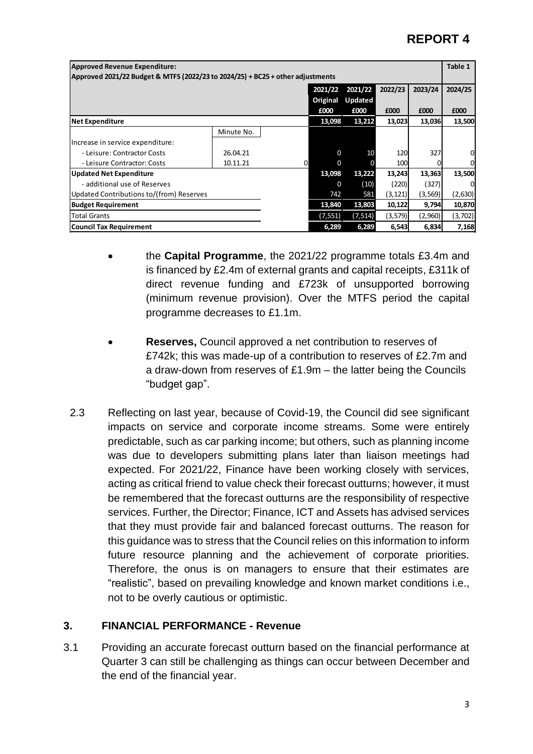| Approved Revenue Expenditure: Approved 2021/22 Budget & MTFS (2022/23 to 2024/25) + BC25 + other adjustments | | | | | | | Table 1 |
|---|---|---|---|---|---|---|---|
| | | | 2021/22 Original £000 | 2021/22 Updated £000 | 2022/23 £000 | 2023/24 £000 | 2024/25 £000 |
| **Net Expenditure** | | | **13,098** | **13,212** | **13,023** | **13,036** | **13,500** |
| | Minute No. | | | | | | |
| Increase in service expenditure: | | | | | | | |
| - Leisure: Contractor Costs | 26.04.21 | | 0 | 10 | 120 | 327 | 0 |
| - Leisure Contractor: Costs | 10.11.21 | 0 | 0 | 0 | 100 | 0 | 0 |
| **Updated Net Expenditure** | | | **13,098** | **13,222** | **13,243** | **13,363** | **13,500** |
| - additional use of Reserves | | | 0 | (10) | (220) | (327) | 0 |
| Updated Contributions to/(from) Reserves | | | 742 | 581 | (3,121) | (3,569) | (2,630) |
| **Budget Requirement** | | | **13,840** | **13,803** | **10,122** | **9,794** | **10,870** |
| Total Grants | | | (7,551) | (7,514) | (3,579) | (2,960) | (3,702) |
| **Council Tax Requirement** | | | **6,289** | **6,289** | **6,543** | **6,834** | **7,168** |

- the **Capital Programme**, the 2021/22 programme totals £3.4m and is financed by £2.4m of external grants and capital receipts, £311k of direct revenue funding and £723k of unsupported borrowing (minimum revenue provision). Over the MTFS period the capital programme decreases to £1.1m.

- **Reserves,** Council approved a net contribution to reserves of £742k; this was made-up of a contribution to reserves of £2.7m and a draw-down from reserves of £1.9m – the latter being the Councils "budget gap".

2.3 Reflecting on last year, because of Covid-19, the Council did see significant impacts on service and corporate income streams. Some were entirely predictable, such as car parking income; but others, such as planning income was due to developers submitting plans later than liaison meetings had expected. For 2021/22, Finance have been working closely with services, acting as critical friend to value check their forecast outturns; however, it must be remembered that the forecast outturns are the responsibility of respective services. Further, the Director; Finance, ICT and Assets has advised services that they must provide fair and balanced forecast outturns. The reason for this guidance was to stress that the Council relies on this information to inform future resource planning and the achievement of corporate priorities. Therefore, the onus is on managers to ensure that their estimates are "realistic", based on prevailing knowledge and known market conditions i.e., not to be overly cautious or optimistic.

## 3. FINANCIAL PERFORMANCE - Revenue

3.1 Providing an accurate forecast outturn based on the financial performance at Quarter 3 can still be challenging as things can occur between December and the end of the financial year.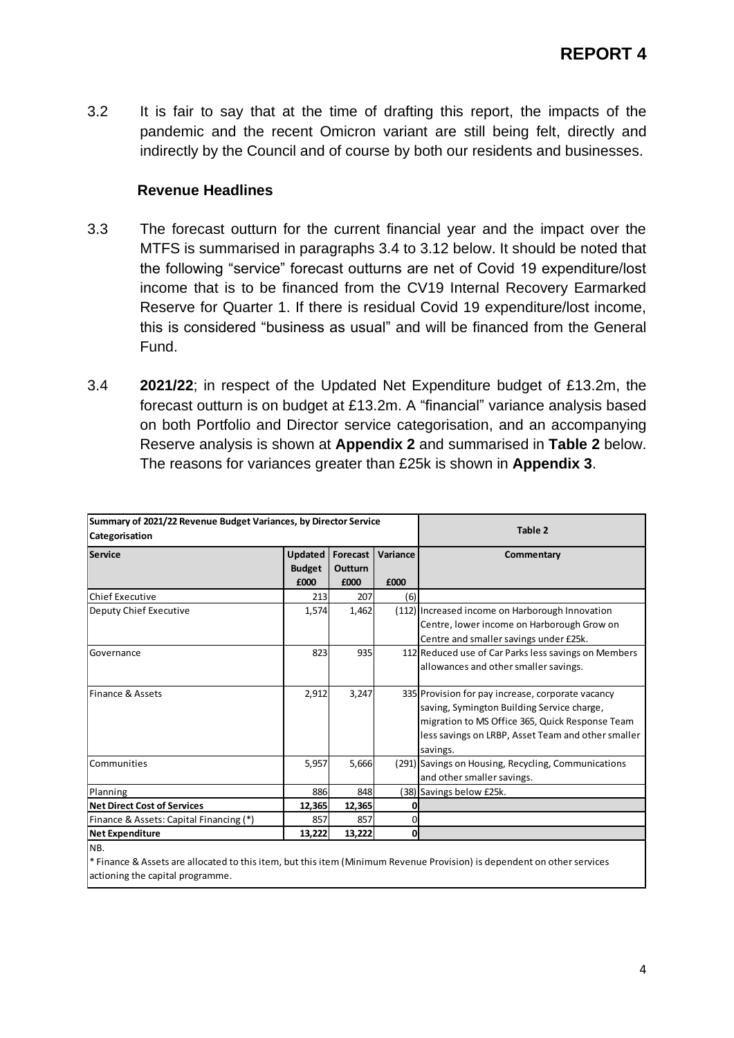**REPORT 4**

3.2 It is fair to say that at the time of drafting this report, the impacts of the pandemic and the recent Omicron variant are still being felt, directly and indirectly by the Council and of course by both our residents and businesses.

### Revenue Headlines

3.3 The forecast outturn for the current financial year and the impact over the MTFS is summarised in paragraphs 3.4 to 3.12 below. It should be noted that the following "service" forecast outturns are net of Covid 19 expenditure/lost income that is to be financed from the CV19 Internal Recovery Earmarked Reserve for Quarter 1. If there is residual Covid 19 expenditure/lost income, this is considered "business as usual" and will be financed from the General Fund.

3.4 **2021/22**; in respect of the Updated Net Expenditure budget of £13.2m, the forecast outturn is on budget at £13.2m. A "financial" variance analysis based on both Portfolio and Director service categorisation, and an accompanying Reserve analysis is shown at **Appendix 2** and summarised in **Table 2** below. The reasons for variances greater than £25k is shown in **Appendix 3**.

| **Summary of 2021/22 Revenue Budget Variances, by Director Service Categorisation** | | | | **Table 2** |
|---|---|---|---|---|
| **Service** | **Updated Budget £000** | **Forecast Outturn £000** | **Variance £000** | **Commentary** |
| Chief Executive | 213 | 207 | (6) | |
| Deputy Chief Executive | 1,574 | 1,462 | (112) | Increased income on Harborough Innovation Centre, lower income on Harborough Grow on Centre and smaller savings under £25k. |
| Governance | 823 | 935 | 112 | Reduced use of Car Parks less savings on Members allowances and other smaller savings. |
| Finance & Assets | 2,912 | 3,247 | 335 | Provision for pay increase, corporate vacancy saving, Symington Building Service charge, migration to MS Office 365, Quick Response Team less savings on LRBP, Asset Team and other smaller savings. |
| Communities | 5,957 | 5,666 | (291) | Savings on Housing, Recycling, Communications and other smaller savings. |
| Planning | 886 | 848 | (38) | Savings below £25k. |
| **Net Direct Cost of Services** | **12,365** | **12,365** | **0** | |
| Finance & Assets: Capital Financing (*) | 857 | 857 | 0 | |
| **Net Expenditure** | **13,222** | **13,222** | **0** | |

NB.
* Finance & Assets are allocated to this item, but this item (Minimum Revenue Provision) is dependent on other services actioning the capital programme.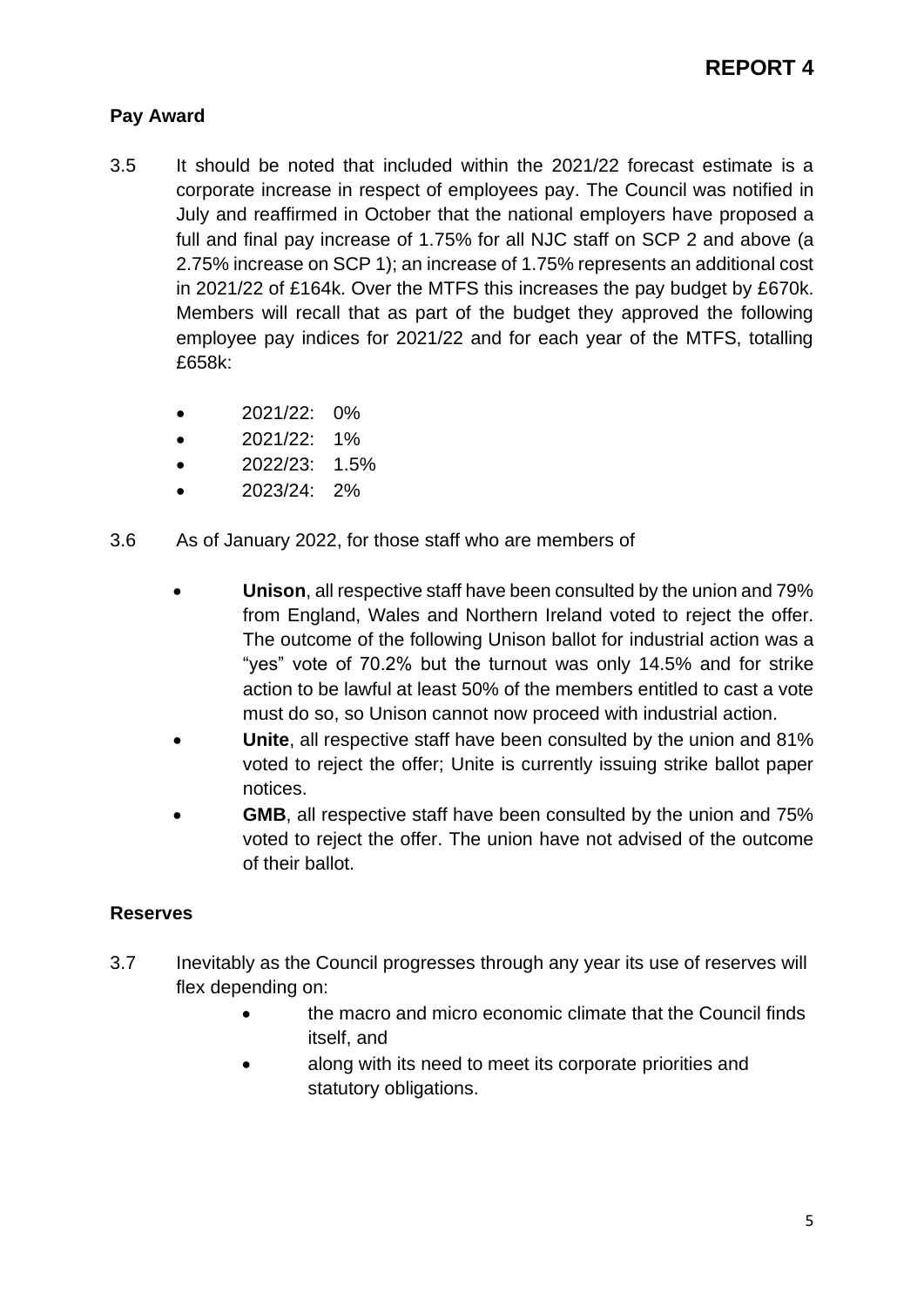**REPORT 4**

**Pay Award**

3.5 It should be noted that included within the 2021/22 forecast estimate is a corporate increase in respect of employees pay. The Council was notified in July and reaffirmed in October that the national employers have proposed a full and final pay increase of 1.75% for all NJC staff on SCP 2 and above (a 2.75% increase on SCP 1); an increase of 1.75% represents an additional cost in 2021/22 of £164k. Over the MTFS this increases the pay budget by £670k. Members will recall that as part of the budget they approved the following employee pay indices for 2021/22 and for each year of the MTFS, totalling £658k:

- 2021/22: 0%
- 2021/22: 1%
- 2022/23: 1.5%
- 2023/24: 2%

3.6 As of January 2022, for those staff who are members of

- **Unison**, all respective staff have been consulted by the union and 79% from England, Wales and Northern Ireland voted to reject the offer. The outcome of the following Unison ballot for industrial action was a "yes" vote of 70.2% but the turnout was only 14.5% and for strike action to be lawful at least 50% of the members entitled to cast a vote must do so, so Unison cannot now proceed with industrial action.
- **Unite**, all respective staff have been consulted by the union and 81% voted to reject the offer; Unite is currently issuing strike ballot paper notices.
- **GMB**, all respective staff have been consulted by the union and 75% voted to reject the offer. The union have not advised of the outcome of their ballot.

**Reserves**

3.7 Inevitably as the Council progresses through any year its use of reserves will flex depending on:

- the macro and micro economic climate that the Council finds itself, and
- along with its need to meet its corporate priorities and statutory obligations.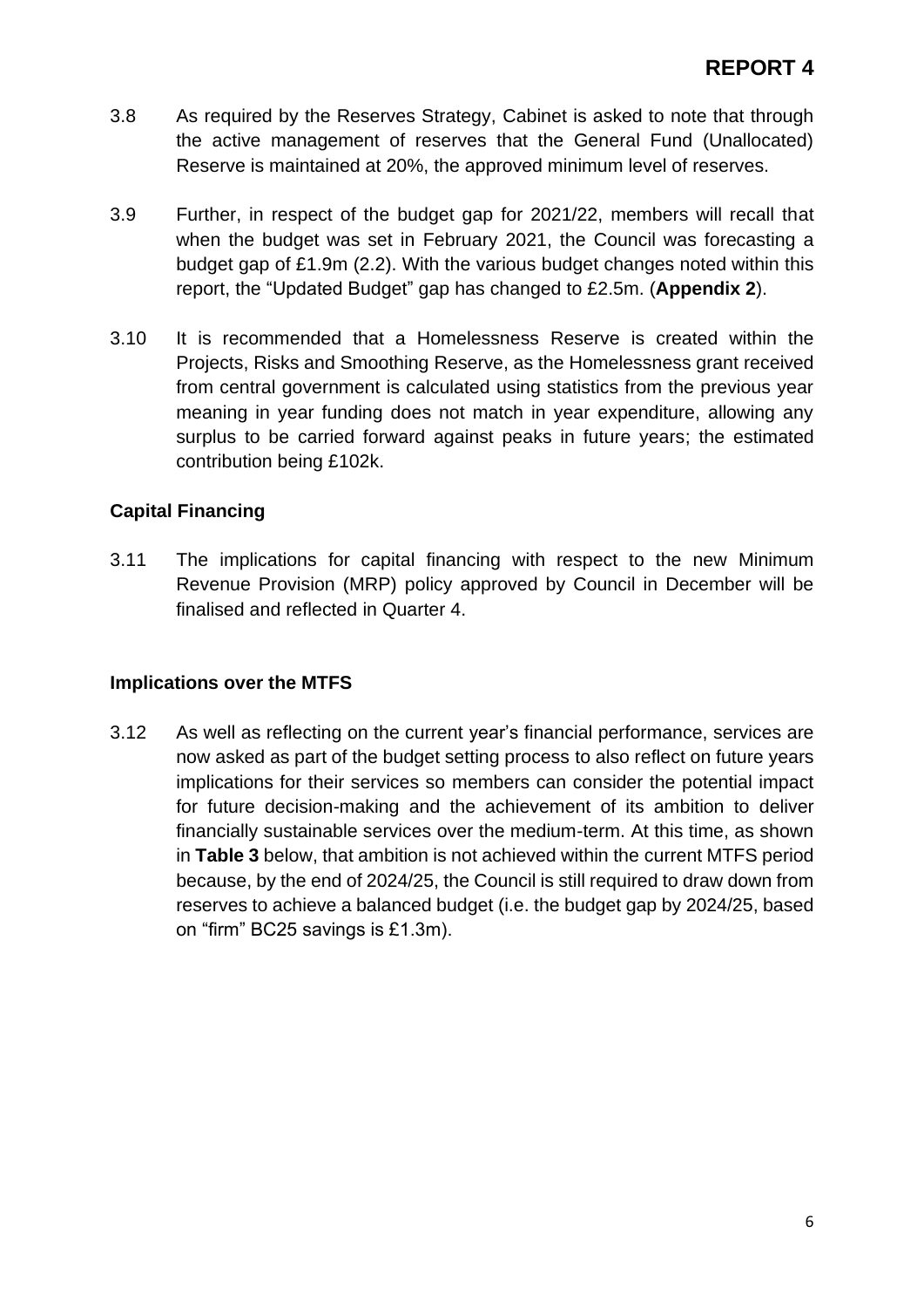3.8 As required by the Reserves Strategy, Cabinet is asked to note that through the active management of reserves that the General Fund (Unallocated) Reserve is maintained at 20%, the approved minimum level of reserves.

3.9 Further, in respect of the budget gap for 2021/22, members will recall that when the budget was set in February 2021, the Council was forecasting a budget gap of £1.9m (2.2). With the various budget changes noted within this report, the "Updated Budget" gap has changed to £2.5m. (**Appendix 2**).

3.10 It is recommended that a Homelessness Reserve is created within the Projects, Risks and Smoothing Reserve, as the Homelessness grant received from central government is calculated using statistics from the previous year meaning in year funding does not match in year expenditure, allowing any surplus to be carried forward against peaks in future years; the estimated contribution being £102k.

**Capital Financing**

3.11 The implications for capital financing with respect to the new Minimum Revenue Provision (MRP) policy approved by Council in December will be finalised and reflected in Quarter 4.

**Implications over the MTFS**

3.12 As well as reflecting on the current year's financial performance, services are now asked as part of the budget setting process to also reflect on future years implications for their services so members can consider the potential impact for future decision-making and the achievement of its ambition to deliver financially sustainable services over the medium-term. At this time, as shown in **Table 3** below, that ambition is not achieved within the current MTFS period because, by the end of 2024/25, the Council is still required to draw down from reserves to achieve a balanced budget (i.e. the budget gap by 2024/25, based on "firm" BC25 savings is £1.3m).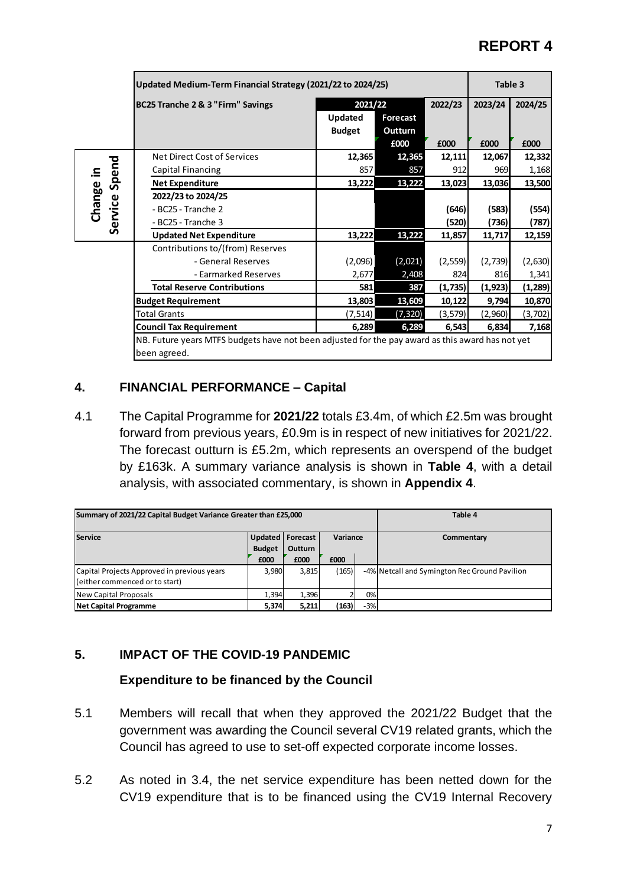# REPORT 4

| | Updated Medium-Term Financial Strategy (2021/22 to 2024/25) | | | | | Table 3 |
|---|---|---|---|---|---|---|
| | BC25 Tranche 2 & 3 "Firm" Savings | 2021/22 | | 2022/23 | 2023/24 | 2024/25 |
| | | Updated Budget | Forecast Outturn | | | |
| | | | £000 | £000 | £000 | £000 |
| Change in Service Spend | Net Direct Cost of Services | 12,365 | 12,365 | 12,111 | 12,067 | 12,332 |
| | Capital Financing | 857 | 857 | 912 | 969 | 1,168 |
| | **Net Expenditure** | **13,222** | **13,222** | **13,023** | **13,036** | **13,500** |
| | **2022/23 to 2024/25** | | | | | |
| | - BC25 - Tranche 2 | | | **(646)** | **(583)** | **(554)** |
| | - BC25 - Tranche 3 | | | **(520)** | **(736)** | **(787)** |
| | **Updated Net Expenditure** | **13,222** | **13,222** | **11,857** | **11,717** | **12,159** |
| | Contributions to/(from) Reserves | | | | | |
| | - General Reserves | (2,096) | (2,021) | (2,559) | (2,739) | (2,630) |
| | - Earmarked Reserves | 2,677 | 2,408 | 824 | 816 | 1,341 |
| | **Total Reserve Contributions** | **581** | **387** | **(1,735)** | **(1,923)** | **(1,289)** |
| | **Budget Requirement** | **13,803** | **13,609** | **10,122** | **9,794** | **10,870** |
| | Total Grants | (7,514) | (7,320) | (3,579) | (2,960) | (3,702) |
| | **Council Tax Requirement** | **6,289** | **6,289** | **6,543** | **6,834** | **7,168** |

NB. Future years MTFS budgets have not been adjusted for the pay award as this award has not yet been agreed.

## 4. FINANCIAL PERFORMANCE – Capital

4.1 The Capital Programme for **2021/22** totals £3.4m, of which £2.5m was brought forward from previous years, £0.9m is in respect of new initiatives for 2021/22. The forecast outturn is £5.2m, which represents an overspend of the budget by £163k. A summary variance analysis is shown in **Table 4**, with a detail analysis, with associated commentary, is shown in **Appendix 4**.

| Summary of 2021/22 Capital Budget Variance Greater than £25,000 | | | | | Table 4 |
|---|---|---|---|---|---|
| **Service** | **Updated Budget** | **Forecast Outturn** | **Variance** | | **Commentary** |
| | £000 | £000 | £000 | | |
| Capital Projects Approved in previous years (either commenced or to start) | 3,980 | 3,815 | (165) | -4% | Netcall and Symington Rec Ground Pavilion |
| New Capital Proposals | 1,394 | 1,396 | 2 | 0% | |
| **Net Capital Programme** | **5,374** | **5,211** | **(163)** | **-3%** | |

## 5. IMPACT OF THE COVID-19 PANDEMIC

### Expenditure to be financed by the Council

5.1 Members will recall that when they approved the 2021/22 Budget that the government was awarding the Council several CV19 related grants, which the Council has agreed to use to set-off expected corporate income losses.

5.2 As noted in 3.4, the net service expenditure has been netted down for the CV19 expenditure that is to be financed using the CV19 Internal Recovery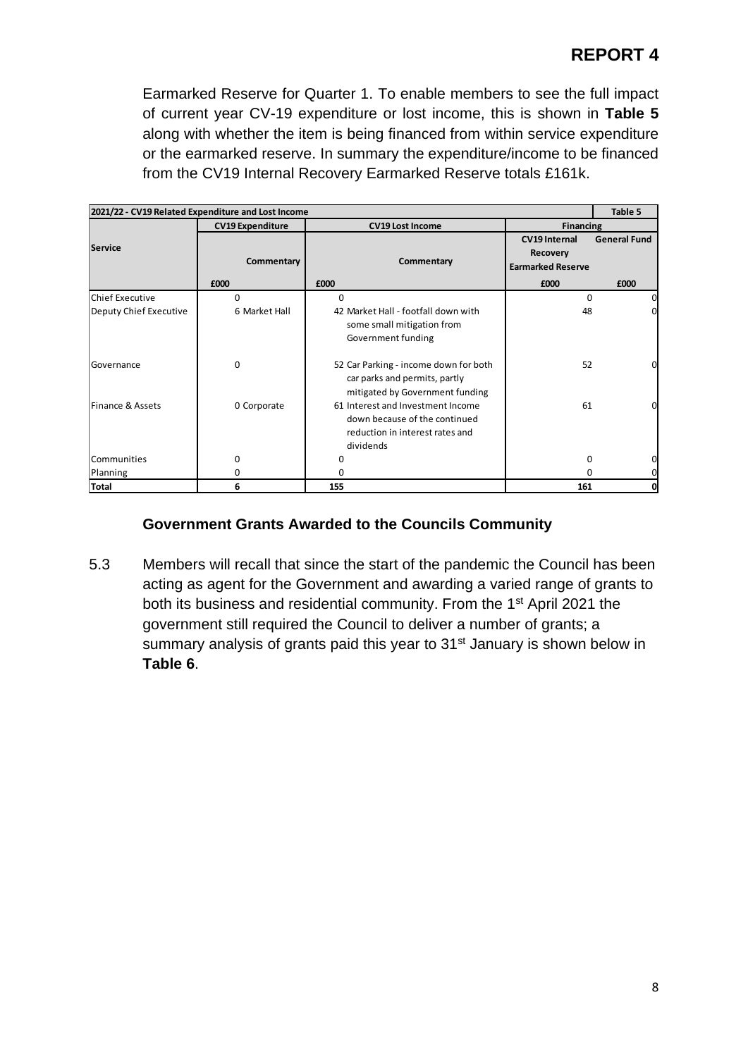**REPORT 4**

Earmarked Reserve for Quarter 1. To enable members to see the full impact of current year CV-19 expenditure or lost income, this is shown in **Table 5** along with whether the item is being financed from within service expenditure or the earmarked reserve. In summary the expenditure/income to be financed from the CV19 Internal Recovery Earmarked Reserve totals £161k.

| 2021/22 - CV19 Related Expenditure and Lost Income | | | | | | Table 5 |
|---|---|---|---|---|---|---|
| Service | CV19 Expenditure | | CV19 Lost Income | | Financing | |
| | | Commentary | | Commentary | CV19 Internal Recovery Earmarked Reserve | General Fund |
| | £000 | | £000 | | £000 | £000 |
| Chief Executive | 0 | | 0 | | 0 | 0 |
| Deputy Chief Executive | 6 | Market Hall | 42 | Market Hall - footfall down with some small mitigation from Government funding | 48 | 0 |
| Governance | 0 | | 52 | Car Parking - income down for both car parks and permits, partly mitigated by Government funding | 52 | 0 |
| Finance & Assets | 0 | Corporate | 61 | Interest and Investment Income down because of the continued reduction in interest rates and dividends | 61 | 0 |
| Communities | 0 | | 0 | | 0 | 0 |
| Planning | 0 | | 0 | | 0 | 0 |
| **Total** | **6** | | **155** | | **161** | **0** |

### Government Grants Awarded to the Councils Community

5.3 Members will recall that since the start of the pandemic the Council has been acting as agent for the Government and awarding a varied range of grants to both its business and residential community. From the 1st April 2021 the government still required the Council to deliver a number of grants; a summary analysis of grants paid this year to 31st January is shown below in **Table 6**.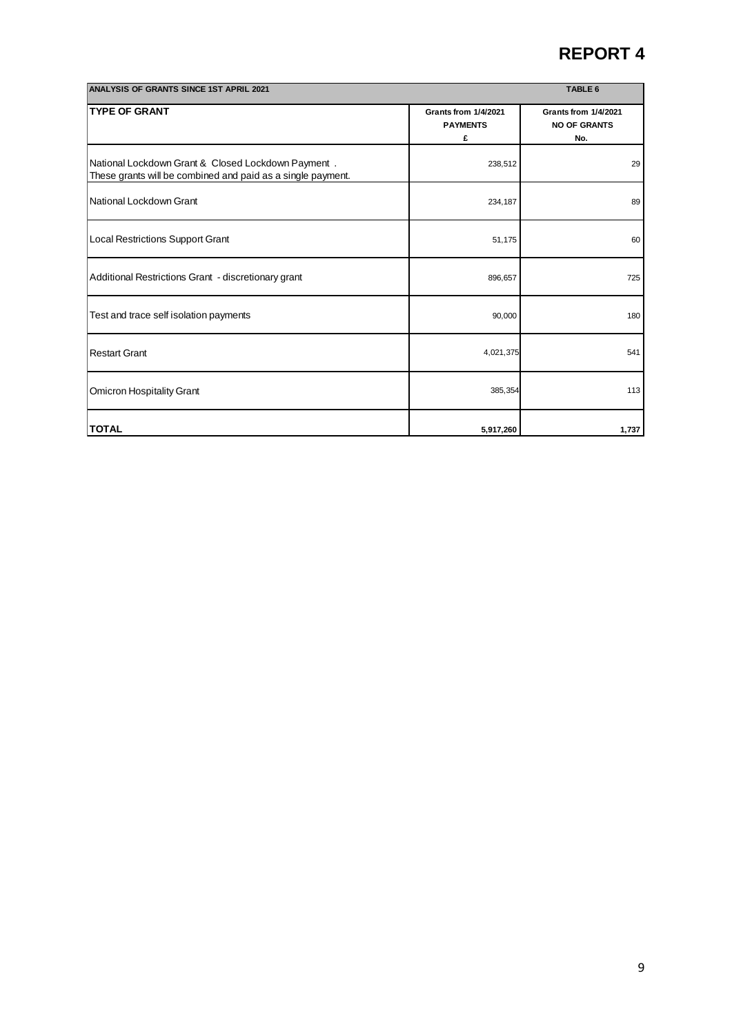# REPORT 4

| ANALYSIS OF GRANTS SINCE 1ST APRIL 2021 | TABLE 6 | |
|---|---|---|
| **TYPE OF GRANT** | **Grants from 1/4/2021 PAYMENTS £** | **Grants from 1/4/2021 NO OF GRANTS No.** |
| National Lockdown Grant & Closed Lockdown Payment . These grants will be combined and paid as a single payment. | 238,512 | 29 |
| National Lockdown Grant | 234,187 | 89 |
| Local Restrictions Support Grant | 51,175 | 60 |
| Additional Restrictions Grant - discretionary grant | 896,657 | 725 |
| Test and trace self isolation payments | 90,000 | 180 |
| Restart Grant | 4,021,375 | 541 |
| Omicron Hospitality Grant | 385,354 | 113 |
| **TOTAL** | **5,917,260** | **1,737** |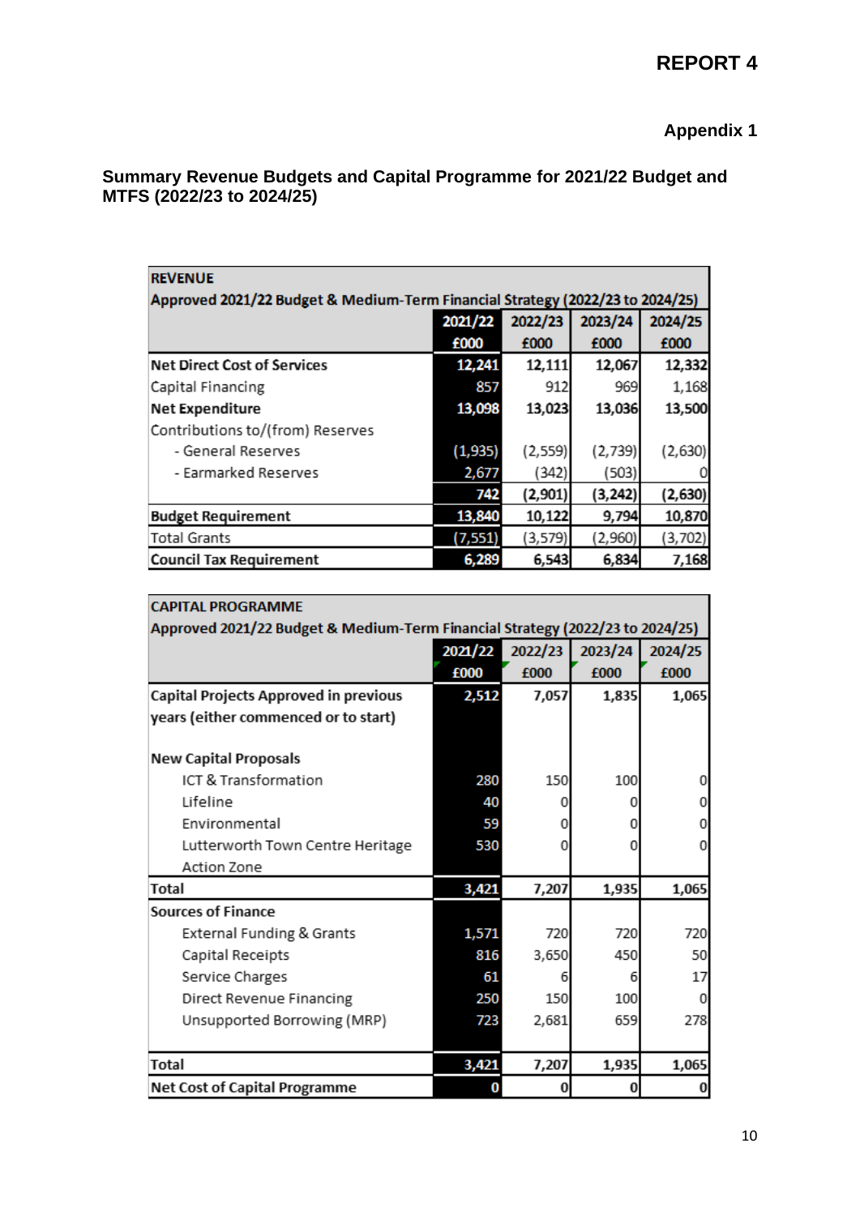**REPORT 4**

**Appendix 1**

## Summary Revenue Budgets and Capital Programme for 2021/22 Budget and MTFS (2022/23 to 2024/25)

| **REVENUE**<br>**Approved 2021/22 Budget & Medium-Term Financial Strategy (2022/23 to 2024/25)** | | | | |
|---|---|---|---|---|
| | **2021/22**<br>**£000** | **2022/23**<br>**£000** | **2023/24**<br>**£000** | **2024/25**<br>**£000** |
| **Net Direct Cost of Services** | 12,241 | 12,111 | 12,067 | 12,332 |
| Capital Financing | 857 | 912 | 969 | 1,168 |
| **Net Expenditure** | 13,098 | 13,023 | 13,036 | 13,500 |
| Contributions to/(from) Reserves | | | | |
| - General Reserves | (1,935) | (2,559) | (2,739) | (2,630) |
| - Earmarked Reserves | 2,677 | (342) | (503) | 0 |
| | 742 | (2,901) | (3,242) | (2,630) |
| **Budget Requirement** | 13,840 | 10,122 | 9,794 | 10,870 |
| Total Grants | (7,551) | (3,579) | (2,960) | (3,702) |
| **Council Tax Requirement** | 6,289 | 6,543 | 6,834 | 7,168 |

| **CAPITAL PROGRAMME**<br>**Approved 2021/22 Budget & Medium-Term Financial Strategy (2022/23 to 2024/25)** | | | | |
|---|---|---|---|---|
| | **2021/22**<br>**£000** | **2022/23**<br>**£000** | **2023/24**<br>**£000** | **2024/25**<br>**£000** |
| **Capital Projects Approved in previous years (either commenced or to start)** | 2,512 | 7,057 | 1,835 | 1,065 |
| **New Capital Proposals** | | | | |
| ICT & Transformation | 280 | 150 | 100 | 0 |
| Lifeline | 40 | 0 | 0 | 0 |
| Environmental | 59 | 0 | 0 | 0 |
| Lutterworth Town Centre Heritage Action Zone | 530 | 0 | 0 | 0 |
| **Total** | 3,421 | 7,207 | 1,935 | 1,065 |
| **Sources of Finance** | | | | |
| External Funding & Grants | 1,571 | 720 | 720 | 720 |
| Capital Receipts | 816 | 3,650 | 450 | 50 |
| Service Charges | 61 | 6 | 6 | 17 |
| Direct Revenue Financing | 250 | 150 | 100 | 0 |
| Unsupported Borrowing (MRP) | 723 | 2,681 | 659 | 278 |
| **Total** | 3,421 | 7,207 | 1,935 | 1,065 |
| **Net Cost of Capital Programme** | 0 | 0 | 0 | 0 |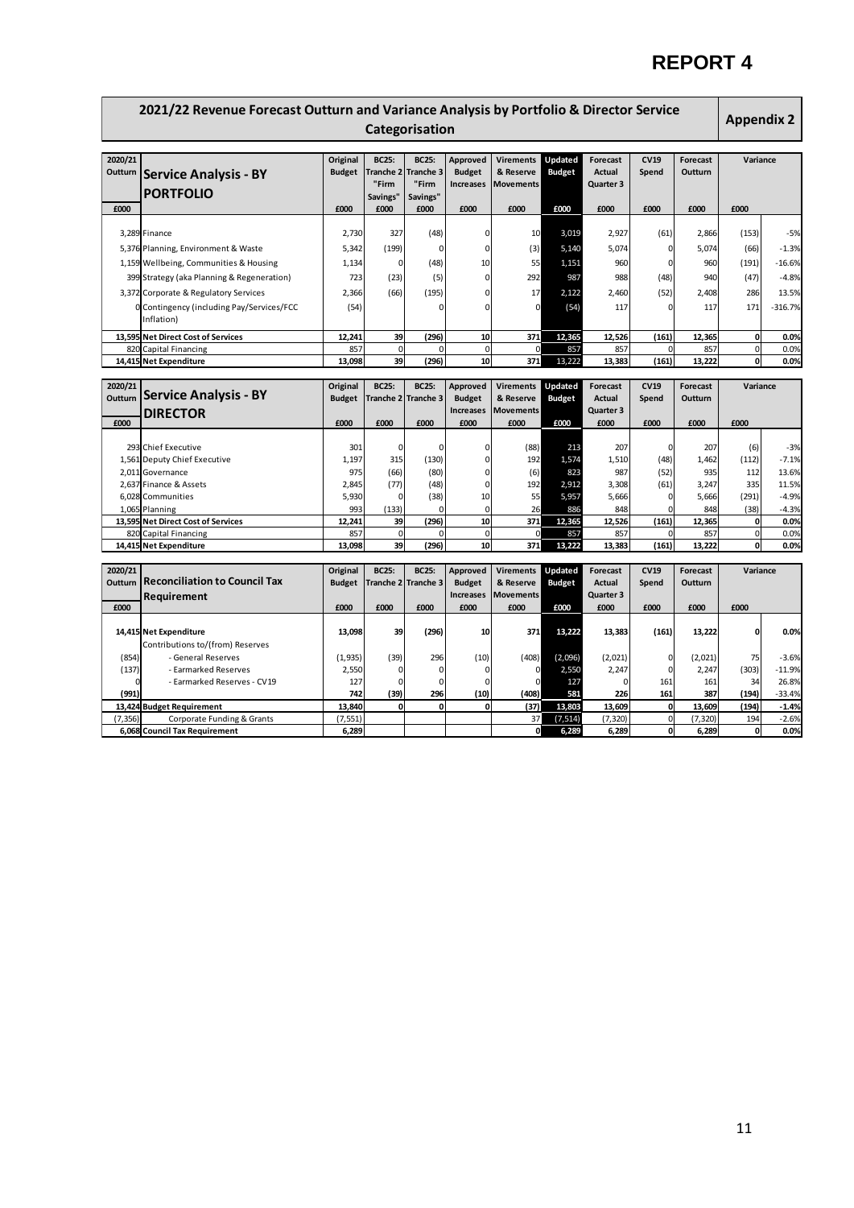# REPORT 4

## 2021/22 Revenue Forecast Outturn and Variance Analysis by Portfolio & Director Service Categorisation

**Appendix 2**

| 2020/21 Outturn | Service Analysis - BY PORTFOLIO | Original Budget | BC25: Tranche 2 "Firm Savings" | BC25: Tranche 3 "Firm Savings" | Approved Budget Increases | Virements & Reserve Movements | Updated Budget | Forecast Actual Quarter 3 | CV19 Spend | Forecast Outturn | Variance | |
|---|---|---|---|---|---|---|---|---|---|---|---|---|
| £000 | | £000 | £000 | £000 | £000 | £000 | £000 | £000 | £000 | £000 | £000 | |
| 3,289 | Finance | 2,730 | 327 | (48) | 0 | 10 | 3,019 | 2,927 | (61) | 2,866 | (153) | -5% |
| 5,376 | Planning, Environment & Waste | 5,342 | (199) | 0 | 0 | (3) | 5,140 | 5,074 | 0 | 5,074 | (66) | -1.3% |
| 1,159 | Wellbeing, Communities & Housing | 1,134 | 0 | (48) | 10 | 55 | 1,151 | 960 | 0 | 960 | (191) | -16.6% |
| 399 | Strategy (aka Planning & Regeneration) | 723 | (23) | (5) | 0 | 292 | 987 | 988 | (48) | 940 | (47) | -4.8% |
| 3,372 | Corporate & Regulatory Services | 2,366 | (66) | (195) | 0 | 17 | 2,122 | 2,460 | (52) | 2,408 | 286 | 13.5% |
| 0 | Contingency (including Pay/Services/FCC Inflation) | (54) | | 0 | 0 | 0 | (54) | 117 | 0 | 117 | 171 | -316.7% |
| **13,595** | **Net Direct Cost of Services** | **12,241** | **39** | **(296)** | **10** | **371** | **12,365** | **12,526** | **(161)** | **12,365** | **0** | **0.0%** |
| 820 | Capital Financing | 857 | 0 | 0 | 0 | 0 | 857 | 857 | 0 | 857 | 0 | 0.0% |
| **14,415** | **Net Expenditure** | **13,098** | **39** | **(296)** | **10** | **371** | **13,222** | **13,383** | **(161)** | **13,222** | **0** | **0.0%** |

| 2020/21 Outturn | Service Analysis - BY DIRECTOR | Original Budget | BC25: Tranche 2 | BC25: Tranche 3 | Approved Budget Increases | Virements & Reserve Movements | Updated Budget | Forecast Actual Quarter 3 | CV19 Spend | Forecast Outturn | Variance | |
|---|---|---|---|---|---|---|---|---|---|---|---|---|
| £000 | | £000 | £000 | £000 | £000 | £000 | £000 | £000 | £000 | £000 | £000 | |
| 293 | Chief Executive | 301 | 0 | 0 | 0 | (88) | 213 | 207 | 0 | 207 | (6) | -3% |
| 1,561 | Deputy Chief Executive | 1,197 | 315 | (130) | 0 | 192 | 1,574 | 1,510 | (48) | 1,462 | (112) | -7.1% |
| 2,011 | Governance | 975 | (66) | (80) | 0 | (6) | 823 | 987 | (52) | 935 | 112 | 13.6% |
| 2,637 | Finance & Assets | 2,845 | (77) | (48) | 0 | 192 | 2,912 | 3,308 | (61) | 3,247 | 335 | 11.5% |
| 6,028 | Communities | 5,930 | 0 | (38) | 10 | 55 | 5,957 | 5,666 | 0 | 5,666 | (291) | -4.9% |
| 1,065 | Planning | 993 | (133) | 0 | 0 | 26 | 886 | 848 | 0 | 848 | (38) | -4.3% |
| **13,595** | **Net Direct Cost of Services** | **12,241** | **39** | **(296)** | **10** | **371** | **12,365** | **12,526** | **(161)** | **12,365** | **0** | **0.0%** |
| 820 | Capital Financing | 857 | 0 | 0 | 0 | 0 | 857 | 857 | 0 | 857 | 0 | 0.0% |
| **14,415** | **Net Expenditure** | **13,098** | **39** | **(296)** | **10** | **371** | **13,222** | **13,383** | **(161)** | **13,222** | **0** | **0.0%** |

| 2020/21 Outturn | Reconciliation to Council Tax Requirement | Original Budget | BC25: Tranche 2 | BC25: Tranche 3 | Approved Budget Increases | Virements & Reserve Movements | Updated Budget | Forecast Actual Quarter 3 | CV19 Spend | Forecast Outturn | Variance | |
|---|---|---|---|---|---|---|---|---|---|---|---|---|
| £000 | | £000 | £000 | £000 | £000 | £000 | £000 | £000 | £000 | £000 | £000 | |
| **14,415** | **Net Expenditure** | **13,098** | **39** | **(296)** | **10** | **371** | **13,222** | **13,383** | **(161)** | **13,222** | **0** | **0.0%** |
| | Contributions to/(from) Reserves | | | | | | | | | | | |
| (854) | - General Reserves | (1,935) | (39) | 296 | (10) | (408) | (2,096) | (2,021) | 0 | (2,021) | 75 | -3.6% |
| (137) | - Earmarked Reserves | 2,550 | 0 | 0 | 0 | 0 | 2,550 | 2,247 | 0 | 2,247 | (303) | -11.9% |
| 0 | - Earmarked Reserves - CV19 | 127 | 0 | 0 | 0 | 0 | 127 | 0 | 161 | 161 | 34 | 26.8% |
| **(991)** | | **742** | **(39)** | **296** | **(10)** | **(408)** | **581** | **226** | **161** | **387** | **(194)** | **-33.4%** |
| **13,424** | **Budget Requirement** | **13,840** | **0** | **0** | **0** | **(37)** | **13,803** | **13,609** | **0** | **13,609** | **(194)** | **-1.4%** |
| (7,356) | Corporate Funding & Grants | (7,551) | | | | 37 | (7,514) | (7,320) | 0 | (7,320) | 194 | -2.6% |
| **6,068** | **Council Tax Requirement** | **6,289** | | | | **0** | **6,289** | **6,289** | **0** | **6,289** | **0** | **0.0%** |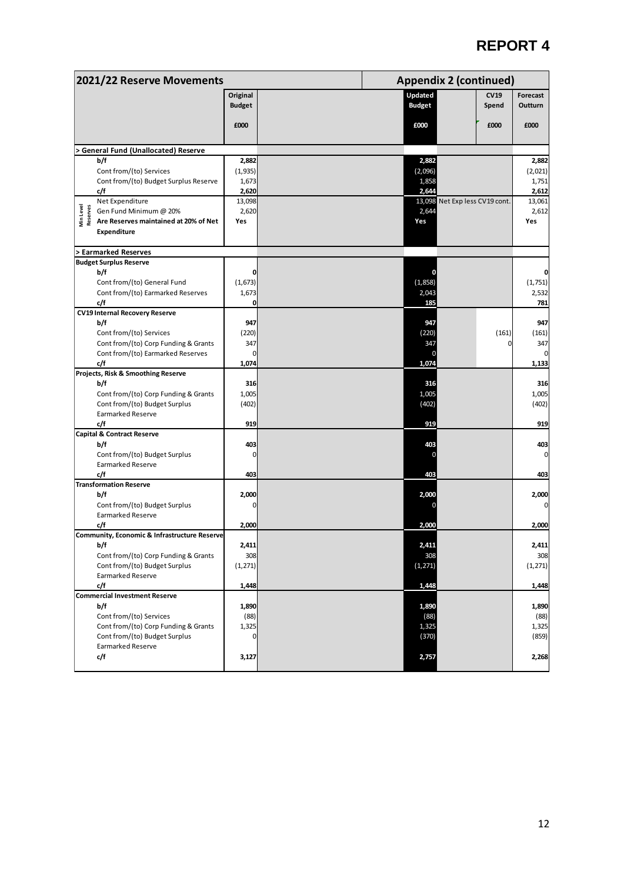# REPORT 4

| 2021/22 Reserve Movements | Original Budget | Updated Budget | | CV19 Spend | Forecast Outturn |
|---|---|---|---|---|---|
| | £000 | £000 | | £000 | £000 |
| **> General Fund (Unallocated) Reserve** | | | | | |
| b/f | 2,882 | 2,882 | | | 2,882 |
| Cont from/(to) Services | (1,935) | (2,096) | | | (2,021) |
| Cont from/(to) Budget Surplus Reserve | 1,673 | 1,858 | | | 1,751 |
| c/f | 2,620 | 2,644 | | | 2,612 |
| Min Level Reserves: Net Expenditure | 13,098 | 13,098 | Net Exp less CV19 cont. | | 13,061 |
| Gen Fund Minimum @ 20% | 2,620 | 2,644 | | | 2,612 |
| **Are Reserves maintained at 20% of Net Expenditure** | **Yes** | **Yes** | | | **Yes** |
| **> Earmarked Reserves** | | | | | |
| **Budget Surplus Reserve** | | | | | |
| b/f | 0 | 0 | | | 0 |
| Cont from/(to) General Fund | (1,673) | (1,858) | | | (1,751) |
| Cont from/(to) Earmarked Reserves | 1,673 | 2,043 | | | 2,532 |
| c/f | 0 | 185 | | | 781 |
| **CV19 Internal Recovery Reserve** | | | | | |
| b/f | 947 | 947 | | | 947 |
| Cont from/(to) Services | (220) | (220) | | (161) | (161) |
| Cont from/(to) Corp Funding & Grants | 347 | 347 | | 0 | 347 |
| Cont from/(to) Earmarked Reserves | 0 | 0 | | | 0 |
| c/f | 1,074 | 1,074 | | | 1,133 |
| **Projects, Risk & Smoothing Reserve** | | | | | |
| b/f | 316 | 316 | | | 316 |
| Cont from/(to) Corp Funding & Grants | 1,005 | 1,005 | | | 1,005 |
| Cont from/(to) Budget Surplus Earmarked Reserve | (402) | (402) | | | (402) |
| c/f | 919 | 919 | | | 919 |
| **Capital & Contract Reserve** | | | | | |
| b/f | 403 | 403 | | | 403 |
| Cont from/(to) Budget Surplus Earmarked Reserve | 0 | 0 | | | 0 |
| c/f | 403 | 403 | | | 403 |
| **Transformation Reserve** | | | | | |
| b/f | 2,000 | 2,000 | | | 2,000 |
| Cont from/(to) Budget Surplus Earmarked Reserve | 0 | 0 | | | 0 |
| c/f | 2,000 | 2,000 | | | 2,000 |
| **Community, Economic & Infrastructure Reserve** | | | | | |
| b/f | 2,411 | 2,411 | | | 2,411 |
| Cont from/(to) Corp Funding & Grants | 308 | 308 | | | 308 |
| Cont from/(to) Budget Surplus Earmarked Reserve | (1,271) | (1,271) | | | (1,271) |
| c/f | 1,448 | 1,448 | | | 1,448 |
| **Commercial Investment Reserve** | | | | | |
| b/f | 1,890 | 1,890 | | | 1,890 |
| Cont from/(to) Services | (88) | (88) | | | (88) |
| Cont from/(to) Corp Funding & Grants | 1,325 | 1,325 | | | 1,325 |
| Cont from/(to) Budget Surplus Earmarked Reserve | 0 | (370) | | | (859) |
| c/f | 3,127 | 2,757 | | | 2,268 |

Appendix 2 (continued)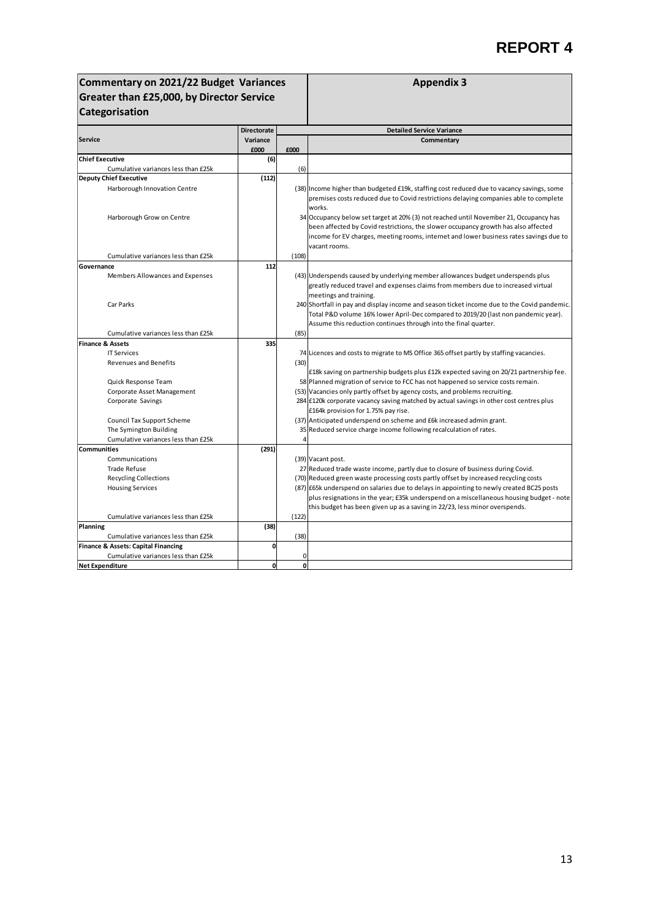# REPORT 4

| Commentary on 2021/22 Budget Variances Greater than £25,000, by Director Service Categorisation | | | Appendix 3 |
|---|---|---|---|
| **Service** | **Directorate Variance** | | **Detailed Service Variance** |
| | **£000** | **£000** | **Commentary** |
| **Chief Executive** | **(6)** | | |
| Cumulative variances less than £25k | | (6) | |
| **Deputy Chief Executive** | **(112)** | | |
| Harborough Innovation Centre | | (38) | Income higher than budgeted £19k, staffing cost reduced due to vacancy savings, some premises costs reduced due to Covid restrictions delaying companies able to complete works. |
| Harborough Grow on Centre | | 34 | Occupancy below set target at 20% (3) not reached until November 21, Occupancy has been affected by Covid restrictions, the slower occupancy growth has also affected income for EV charges, meeting rooms, internet and lower business rates savings due to vacant rooms. |
| Cumulative variances less than £25k | | (108) | |
| **Governance** | **112** | | |
| Members Allowances and Expenses | | (43) | Underspends caused by underlying member allowances budget underspends plus greatly reduced travel and expenses claims from members due to increased virtual meetings and training. |
| Car Parks | | 240 | Shortfall in pay and display income and season ticket income due to the Covid pandemic. Total P&D volume 16% lower April-Dec compared to 2019/20 (last non pandemic year). Assume this reduction continues through into the final quarter. |
| Cumulative variances less than £25k | | (85) | |
| **Finance & Assets** | **335** | | |
| IT Services | | 74 | Licences and costs to migrate to MS Office 365 offset partly by staffing vacancies. |
| Revenues and Benefits | | (30) | £18k saving on partnership budgets plus £12k expected saving on 20/21 partnership fee. |
| Quick Response Team | | 58 | Planned migration of service to FCC has not happened so service costs remain. |
| Corporate Asset Management | | (53) | Vacancies only partly offset by agency costs, and problems recruiting. |
| Corporate Savings | | 284 | £120k corporate vacancy saving matched by actual savings in other cost centres plus £164k provision for 1.75% pay rise. |
| Council Tax Support Scheme | | (37) | Anticipated underspend on scheme and £6k increased admin grant. |
| The Symington Building | | 35 | Reduced service charge income following recalculation of rates. |
| Cumulative variances less than £25k | | 4 | |
| **Communities** | **(291)** | | |
| Communications | | (39) | Vacant post. |
| Trade Refuse | | 27 | Reduced trade waste income, partly due to closure of business during Covid. |
| Recycling Collections | | (70) | Reduced green waste processing costs partly offset by increased recycling costs |
| Housing Services | | (87) | £65k underspend on salaries due to delays in appointing to newly created BC25 posts plus resignations in the year; £35k underspend on a miscellaneous housing budget - note this budget has been given up as a saving in 22/23, less minor overspends. |
| Cumulative variances less than £25k | | (122) | |
| **Planning** | **(38)** | | |
| Cumulative variances less than £25k | | (38) | |
| **Finance & Assets: Capital Financing** | **0** | | |
| Cumulative variances less than £25k | | 0 | |
| **Net Expenditure** | **0** | **0** | |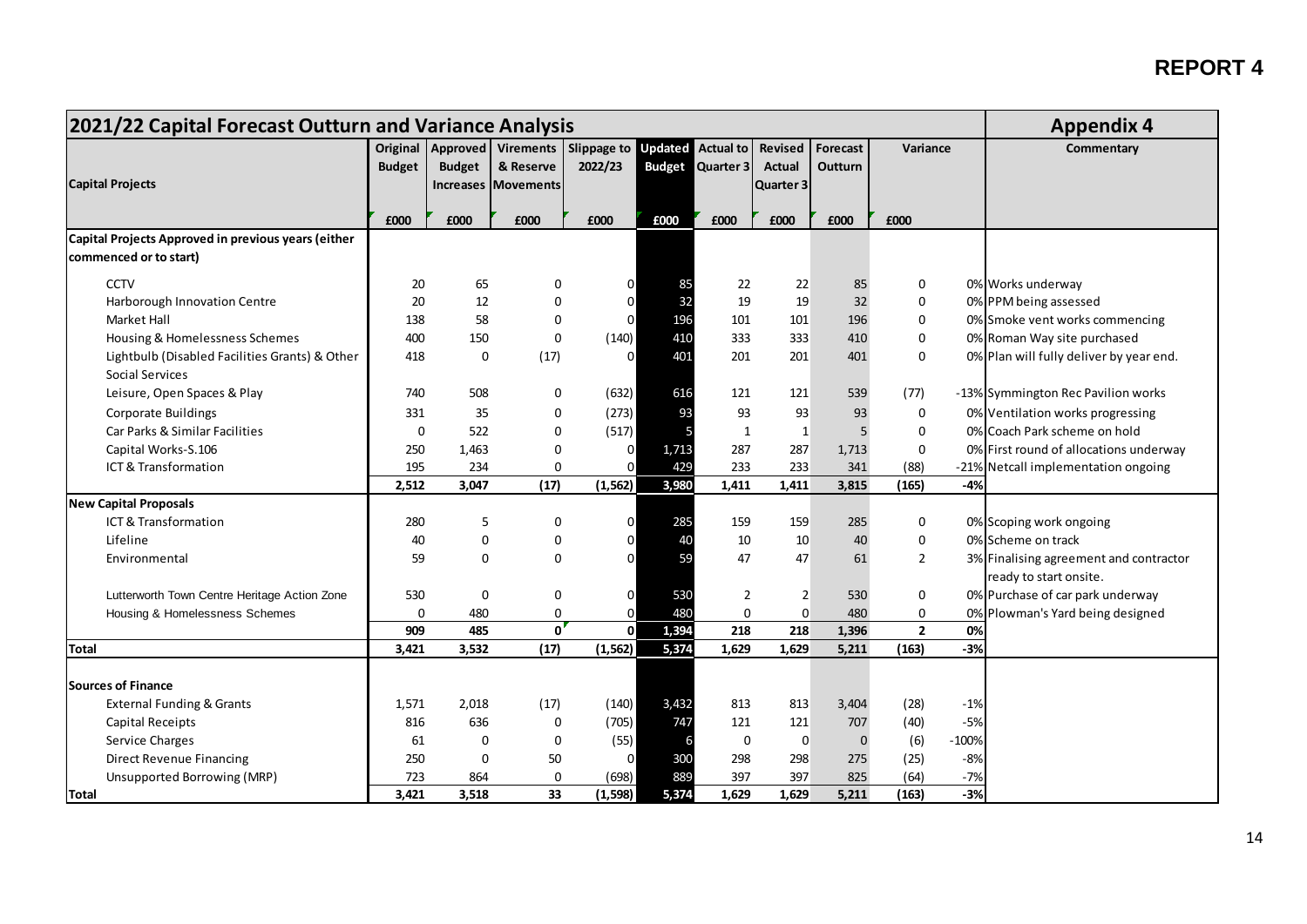**REPORT 4**

| 2021/22 Capital Forecast Outturn and Variance Analysis | | | | | | | | | | | Appendix 4 |
|---|---|---|---|---|---|---|---|---|---|---|---|
| Capital Projects | Original Budget | Approved Budget Increases | Virements & Reserve Movements | Slippage to 2022/23 | Updated Budget | Actual to Quarter 3 | Revised Actual Quarter 3 | Forecast Outturn | Variance | | Commentary |
| | £000 | £000 | £000 | £000 | £000 | £000 | £000 | £000 | £000 | | |
| **Capital Projects Approved in previous years (either commenced or to start)** | | | | | | | | | | | |
| CCTV | 20 | 65 | 0 | 0 | 85 | 22 | 22 | 85 | 0 | 0% | Works underway |
| Harborough Innovation Centre | 20 | 12 | 0 | 0 | 32 | 19 | 19 | 32 | 0 | 0% | PPM being assessed |
| Market Hall | 138 | 58 | 0 | 0 | 196 | 101 | 101 | 196 | 0 | 0% | Smoke vent works commencing |
| Housing & Homelessness Schemes | 400 | 150 | 0 | (140) | 410 | 333 | 333 | 410 | 0 | 0% | Roman Way site purchased |
| Lightbulb (Disabled Facilities Grants) & Other Social Services | 418 | 0 | (17) | 0 | 401 | 201 | 201 | 401 | 0 | 0% | Plan will fully deliver by year end. |
| Leisure, Open Spaces & Play | 740 | 508 | 0 | (632) | 616 | 121 | 121 | 539 | (77) | -13% | Symmington Rec Pavilion works |
| Corporate Buildings | 331 | 35 | 0 | (273) | 93 | 93 | 93 | 93 | 0 | 0% | Ventilation works progressing |
| Car Parks & Similar Facilities | 0 | 522 | 0 | (517) | 5 | 1 | 1 | 5 | 0 | 0% | Coach Park scheme on hold |
| Capital Works-S.106 | 250 | 1,463 | 0 | 0 | 1,713 | 287 | 287 | 1,713 | 0 | 0% | First round of allocations underway |
| ICT & Transformation | 195 | 234 | 0 | 0 | 429 | 233 | 233 | 341 | (88) | -21% | Netcall implementation ongoing |
| | **2,512** | **3,047** | **(17)** | **(1,562)** | **3,980** | **1,411** | **1,411** | **3,815** | **(165)** | **-4%** | |
| **New Capital Proposals** | | | | | | | | | | | |
| ICT & Transformation | 280 | 5 | 0 | 0 | 285 | 159 | 159 | 285 | 0 | 0% | Scoping work ongoing |
| Lifeline | 40 | 0 | 0 | 0 | 40 | 10 | 10 | 40 | 0 | 0% | Scheme on track |
| Environmental | 59 | 0 | 0 | 0 | 59 | 47 | 47 | 61 | 2 | 3% | Finalising agreement and contractor ready to start onsite. |
| Lutterworth Town Centre Heritage Action Zone | 530 | 0 | 0 | 0 | 530 | 2 | 2 | 530 | 0 | 0% | Purchase of car park underway |
| Housing & Homelessness Schemes | 0 | 480 | 0 | 0 | 480 | 0 | 0 | 480 | 0 | 0% | Plowman's Yard being designed |
| | **909** | **485** | **0** | **0** | **1,394** | **218** | **218** | **1,396** | **2** | **0%** | |
| **Total** | **3,421** | **3,532** | **(17)** | **(1,562)** | **5,374** | **1,629** | **1,629** | **5,211** | **(163)** | **-3%** | |
| **Sources of Finance** | | | | | | | | | | | |
| External Funding & Grants | 1,571 | 2,018 | (17) | (140) | 3,432 | 813 | 813 | 3,404 | (28) | -1% | |
| Capital Receipts | 816 | 636 | 0 | (705) | 747 | 121 | 121 | 707 | (40) | -5% | |
| Service Charges | 61 | 0 | 0 | (55) | 6 | 0 | 0 | 0 | (6) | -100% | |
| Direct Revenue Financing | 250 | 0 | 50 | 0 | 300 | 298 | 298 | 275 | (25) | -8% | |
| Unsupported Borrowing (MRP) | 723 | 864 | 0 | (698) | 889 | 397 | 397 | 825 | (64) | -7% | |
| **Total** | **3,421** | **3,518** | **33** | **(1,598)** | **5,374** | **1,629** | **1,629** | **5,211** | **(163)** | **-3%** | |